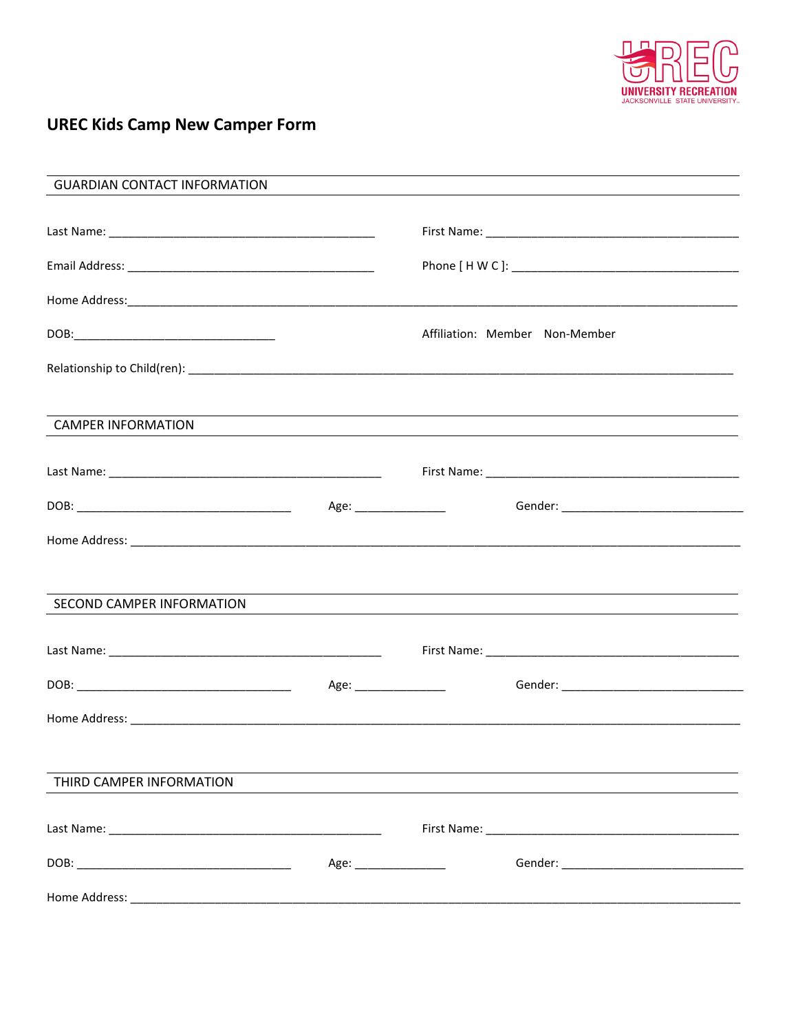UREC
UNIVERSITY RECREATION
JACKSONVILLE STATE UNIVERSITY

# UREC Kids Camp New Camper Form

## GUARDIAN CONTACT INFORMATION

Last Name: ________________________________________ First Name: ________________________________________

Email Address: ________________________________________ Phone [ H W C ]: ________________________________________

Home Address: ____________________________________________________________________________________________

DOB: ________________________________ Affiliation: Member Non-Member

Relationship to Child(ren): ____________________________________________________________________________________

## CAMPER INFORMATION

Last Name: ________________________________________ First Name: ________________________________________

DOB: ________________________________ Age: ______________ Gender: ____________________________

Home Address: ____________________________________________________________________________________________

## SECOND CAMPER INFORMATION

Last Name: ________________________________________ First Name: ________________________________________

DOB: ________________________________ Age: ______________ Gender: ____________________________

Home Address: ____________________________________________________________________________________________

## THIRD CAMPER INFORMATION

Last Name: ________________________________________ First Name: ________________________________________

DOB: ________________________________ Age: ______________ Gender: ____________________________

Home Address: ____________________________________________________________________________________________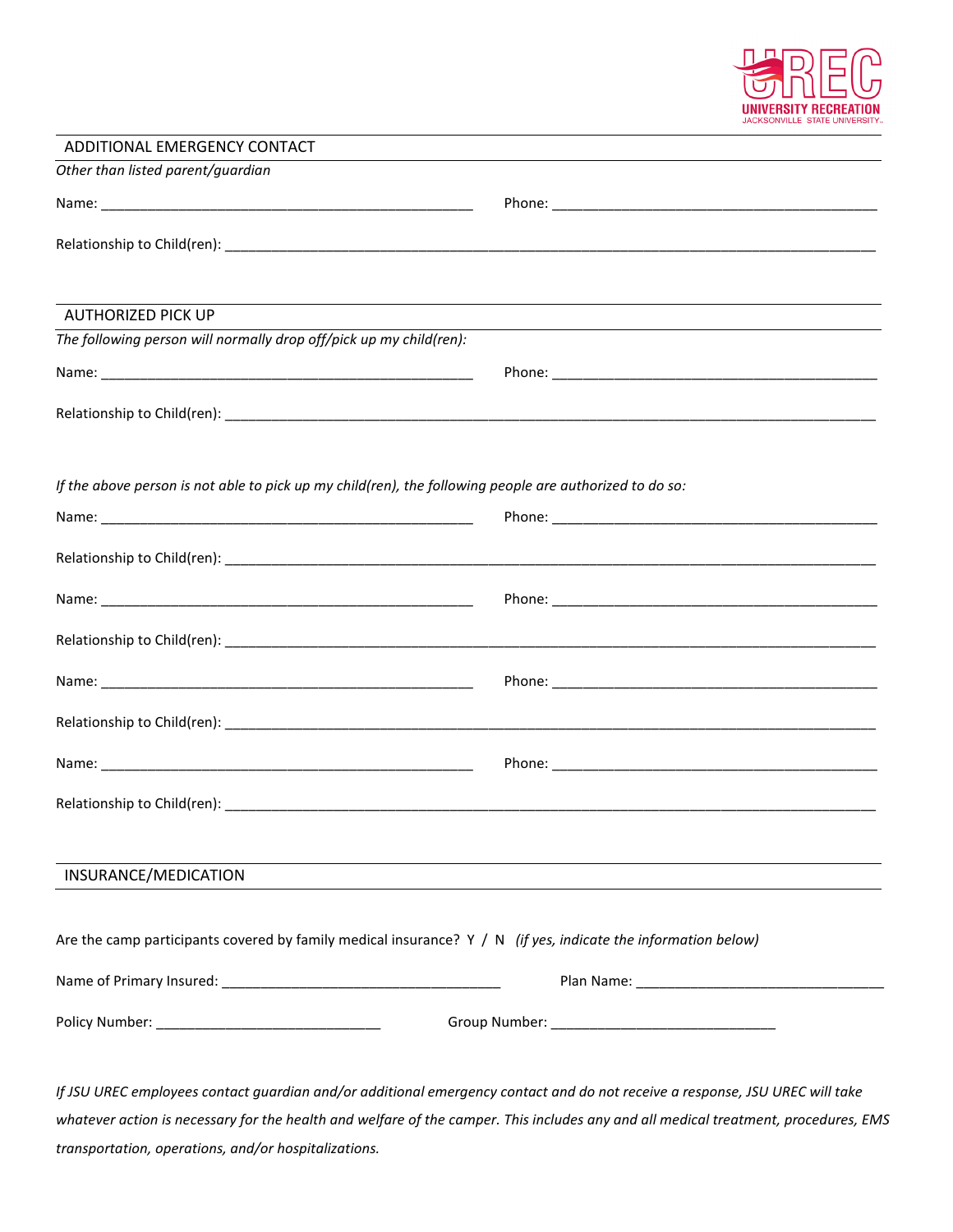## ADDITIONAL EMERGENCY CONTACT

*Other than listed parent/guardian*

Name: ________________________________________________ Phone: __________________________________________

Relationship to Child(ren): ____________________________________________________________________________________

## AUTHORIZED PICK UP

*The following person will normally drop off/pick up my child(ren):*

Name: ________________________________________________ Phone: __________________________________________

Relationship to Child(ren): ____________________________________________________________________________________

*If the above person is not able to pick up my child(ren), the following people are authorized to do so:*

Name: ________________________________________________ Phone: __________________________________________

Relationship to Child(ren): ____________________________________________________________________________________

Name: ________________________________________________ Phone: __________________________________________

Relationship to Child(ren): ____________________________________________________________________________________

Name: ________________________________________________ Phone: __________________________________________

Relationship to Child(ren): ____________________________________________________________________________________

Name: ________________________________________________ Phone: __________________________________________

Relationship to Child(ren): ____________________________________________________________________________________

## INSURANCE/MEDICATION

Are the camp participants covered by family medical insurance? Y / N *(if yes, indicate the information below)*

Name of Primary Insured: ___________________________________ Plan Name: _______________________________

Policy Number: _____________________________ Group Number: _____________________________

*If JSU UREC employees contact guardian and/or additional emergency contact and do not receive a response, JSU UREC will take whatever action is necessary for the health and welfare of the camper. This includes any and all medical treatment, procedures, EMS transportation, operations, and/or hospitalizations.*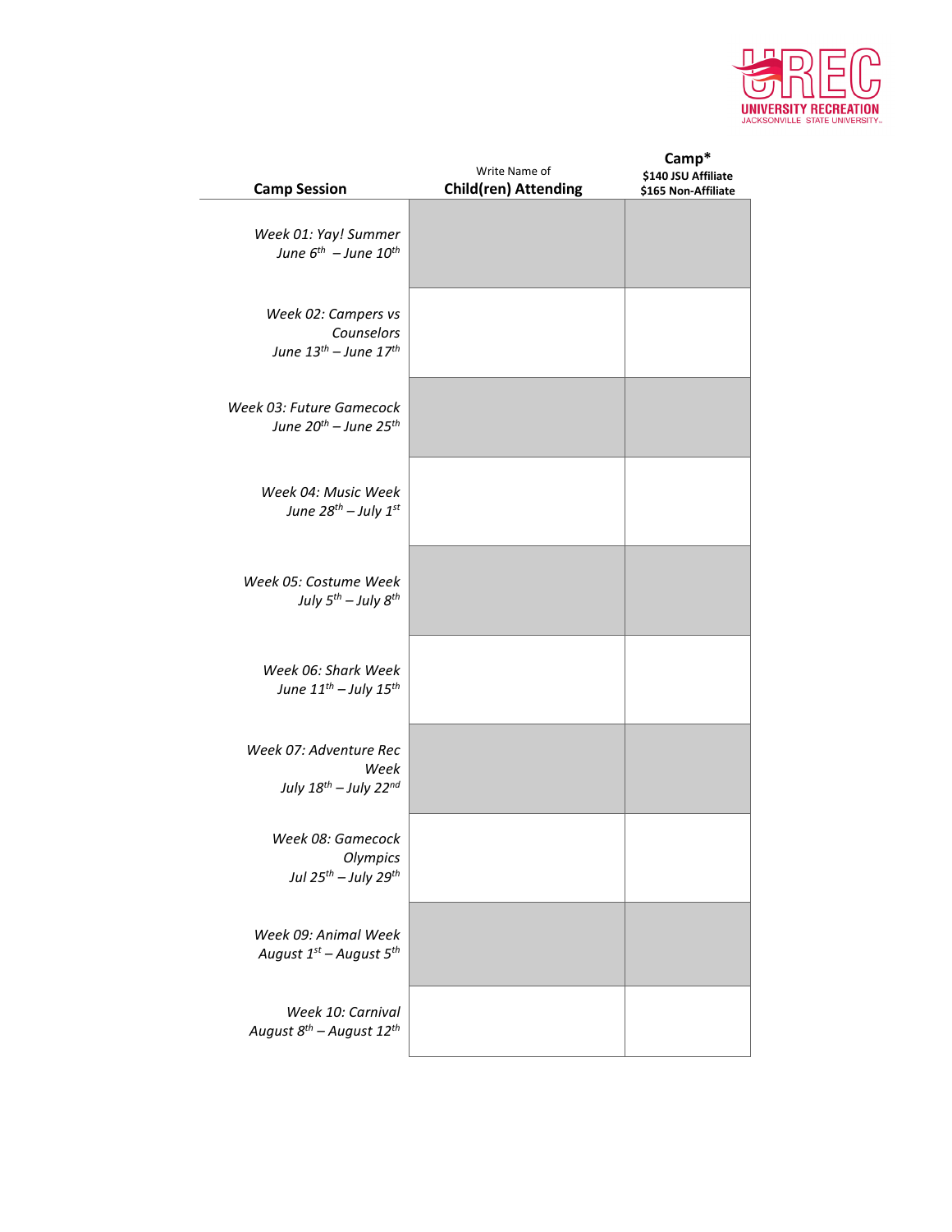| Camp Session | Write Name of **Child(ren) Attending** | **Camp*** **$140 JSU Affiliate** **$165 Non-Affiliate** |
|---|---|---|
| *Week 01: Yay! Summer June 6th – June 10th* | | |
| *Week 02: Campers vs Counselors June 13th – June 17th* | | |
| *Week 03: Future Gamecock June 20th – June 25th* | | |
| *Week 04: Music Week June 28th – July 1st* | | |
| *Week 05: Costume Week July 5th – July 8th* | | |
| *Week 06: Shark Week June 11th – July 15th* | | |
| *Week 07: Adventure Rec Week July 18th – July 22nd* | | |
| *Week 08: Gamecock Olympics Jul 25th – July 29th* | | |
| *Week 09: Animal Week August 1st – August 5th* | | |
| *Week 10: Carnival August 8th – August 12th* | | |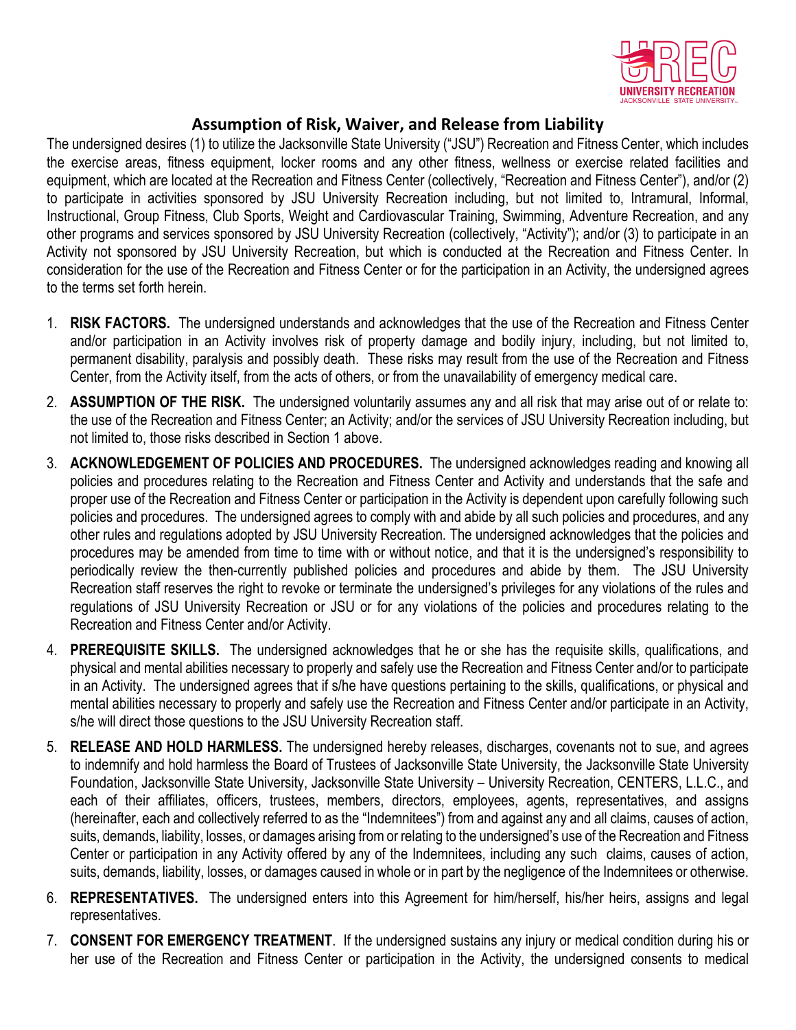## Assumption of Risk, Waiver, and Release from Liability

The undersigned desires (1) to utilize the Jacksonville State University ("JSU") Recreation and Fitness Center, which includes the exercise areas, fitness equipment, locker rooms and any other fitness, wellness or exercise related facilities and equipment, which are located at the Recreation and Fitness Center (collectively, "Recreation and Fitness Center"), and/or (2) to participate in activities sponsored by JSU University Recreation including, but not limited to, Intramural, Informal, Instructional, Group Fitness, Club Sports, Weight and Cardiovascular Training, Swimming, Adventure Recreation, and any other programs and services sponsored by JSU University Recreation (collectively, "Activity"); and/or (3) to participate in an Activity not sponsored by JSU University Recreation, but which is conducted at the Recreation and Fitness Center. In consideration for the use of the Recreation and Fitness Center or for the participation in an Activity, the undersigned agrees to the terms set forth herein.

1. **RISK FACTORS.** The undersigned understands and acknowledges that the use of the Recreation and Fitness Center and/or participation in an Activity involves risk of property damage and bodily injury, including, but not limited to, permanent disability, paralysis and possibly death. These risks may result from the use of the Recreation and Fitness Center, from the Activity itself, from the acts of others, or from the unavailability of emergency medical care.
2. **ASSUMPTION OF THE RISK.** The undersigned voluntarily assumes any and all risk that may arise out of or relate to: the use of the Recreation and Fitness Center; an Activity; and/or the services of JSU University Recreation including, but not limited to, those risks described in Section 1 above.
3. **ACKNOWLEDGEMENT OF POLICIES AND PROCEDURES.** The undersigned acknowledges reading and knowing all policies and procedures relating to the Recreation and Fitness Center and Activity and understands that the safe and proper use of the Recreation and Fitness Center or participation in the Activity is dependent upon carefully following such policies and procedures. The undersigned agrees to comply with and abide by all such policies and procedures, and any other rules and regulations adopted by JSU University Recreation. The undersigned acknowledges that the policies and procedures may be amended from time to time with or without notice, and that it is the undersigned's responsibility to periodically review the then-currently published policies and procedures and abide by them. The JSU University Recreation staff reserves the right to revoke or terminate the undersigned's privileges for any violations of the rules and regulations of JSU University Recreation or JSU or for any violations of the policies and procedures relating to the Recreation and Fitness Center and/or Activity.
4. **PREREQUISITE SKILLS.** The undersigned acknowledges that he or she has the requisite skills, qualifications, and physical and mental abilities necessary to properly and safely use the Recreation and Fitness Center and/or to participate in an Activity. The undersigned agrees that if s/he have questions pertaining to the skills, qualifications, or physical and mental abilities necessary to properly and safely use the Recreation and Fitness Center and/or participate in an Activity, s/he will direct those questions to the JSU University Recreation staff.
5. **RELEASE AND HOLD HARMLESS.** The undersigned hereby releases, discharges, covenants not to sue, and agrees to indemnify and hold harmless the Board of Trustees of Jacksonville State University, the Jacksonville State University Foundation, Jacksonville State University, Jacksonville State University – University Recreation, CENTERS, L.L.C., and each of their affiliates, officers, trustees, members, directors, employees, agents, representatives, and assigns (hereinafter, each and collectively referred to as the "Indemnitees") from and against any and all claims, causes of action, suits, demands, liability, losses, or damages arising from or relating to the undersigned's use of the Recreation and Fitness Center or participation in any Activity offered by any of the Indemnitees, including any such claims, causes of action, suits, demands, liability, losses, or damages caused in whole or in part by the negligence of the Indemnitees or otherwise.
6. **REPRESENTATIVES.** The undersigned enters into this Agreement for him/herself, his/her heirs, assigns and legal representatives.
7. **CONSENT FOR EMERGENCY TREATMENT**. If the undersigned sustains any injury or medical condition during his or her use of the Recreation and Fitness Center or participation in the Activity, the undersigned consents to medical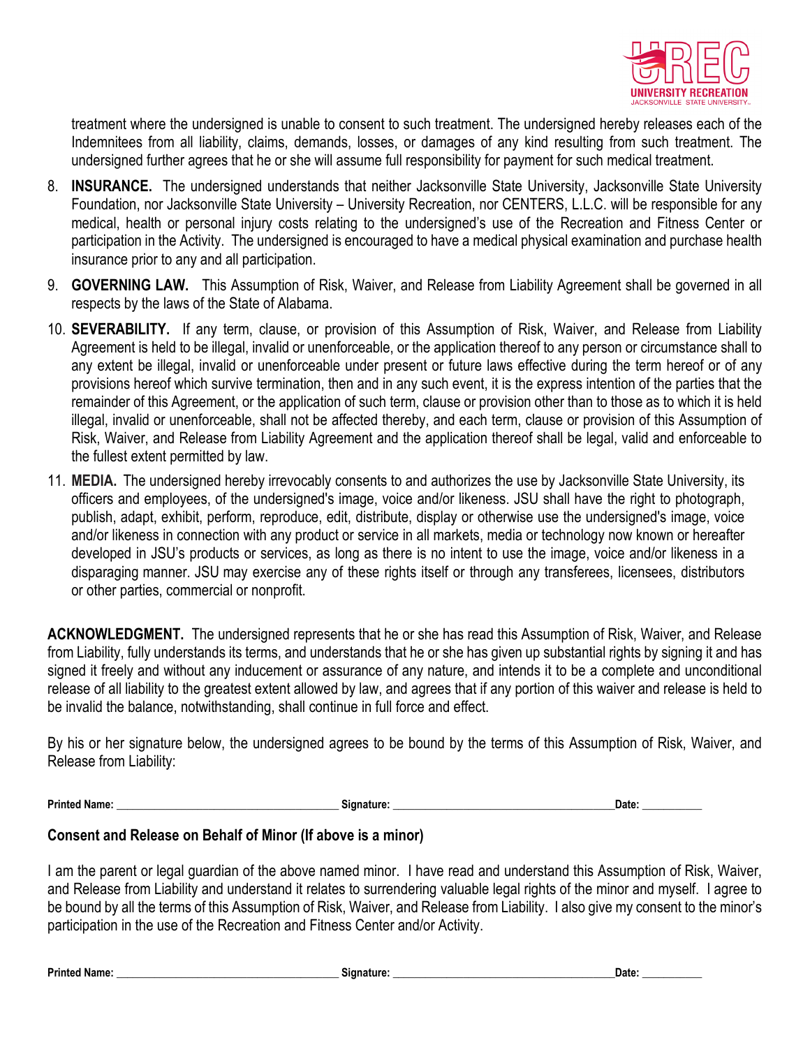treatment where the undersigned is unable to consent to such treatment. The undersigned hereby releases each of the Indemnitees from all liability, claims, demands, losses, or damages of any kind resulting from such treatment. The undersigned further agrees that he or she will assume full responsibility for payment for such medical treatment.

8. **INSURANCE.** The undersigned understands that neither Jacksonville State University, Jacksonville State University Foundation, nor Jacksonville State University – University Recreation, nor CENTERS, L.L.C. will be responsible for any medical, health or personal injury costs relating to the undersigned's use of the Recreation and Fitness Center or participation in the Activity. The undersigned is encouraged to have a medical physical examination and purchase health insurance prior to any and all participation.
9. **GOVERNING LAW.** This Assumption of Risk, Waiver, and Release from Liability Agreement shall be governed in all respects by the laws of the State of Alabama.
10. **SEVERABILITY.** If any term, clause, or provision of this Assumption of Risk, Waiver, and Release from Liability Agreement is held to be illegal, invalid or unenforceable, or the application thereof to any person or circumstance shall to any extent be illegal, invalid or unenforceable under present or future laws effective during the term hereof or of any provisions hereof which survive termination, then and in any such event, it is the express intention of the parties that the remainder of this Agreement, or the application of such term, clause or provision other than to those as to which it is held illegal, invalid or unenforceable, shall not be affected thereby, and each term, clause or provision of this Assumption of Risk, Waiver, and Release from Liability Agreement and the application thereof shall be legal, valid and enforceable to the fullest extent permitted by law.
11. **MEDIA.** The undersigned hereby irrevocably consents to and authorizes the use by Jacksonville State University, its officers and employees, of the undersigned's image, voice and/or likeness. JSU shall have the right to photograph, publish, adapt, exhibit, perform, reproduce, edit, distribute, display or otherwise use the undersigned's image, voice and/or likeness in connection with any product or service in all markets, media or technology now known or hereafter developed in JSU's products or services, as long as there is no intent to use the image, voice and/or likeness in a disparaging manner. JSU may exercise any of these rights itself or through any transferees, licensees, distributors or other parties, commercial or nonprofit.

**ACKNOWLEDGMENT.** The undersigned represents that he or she has read this Assumption of Risk, Waiver, and Release from Liability, fully understands its terms, and understands that he or she has given up substantial rights by signing it and has signed it freely and without any inducement or assurance of any nature, and intends it to be a complete and unconditional release of all liability to the greatest extent allowed by law, and agrees that if any portion of this waiver and release is held to be invalid the balance, notwithstanding, shall continue in full force and effect.

By his or her signature below, the undersigned agrees to be bound by the terms of this Assumption of Risk, Waiver, and Release from Liability:

**Printed Name:** ______________________ **Signature:** ______________________ **Date:** __________

### Consent and Release on Behalf of Minor (If above is a minor)

I am the parent or legal guardian of the above named minor. I have read and understand this Assumption of Risk, Waiver, and Release from Liability and understand it relates to surrendering valuable legal rights of the minor and myself. I agree to be bound by all the terms of this Assumption of Risk, Waiver, and Release from Liability. I also give my consent to the minor's participation in the use of the Recreation and Fitness Center and/or Activity.

**Printed Name:** ______________________ **Signature:** ______________________ **Date:** __________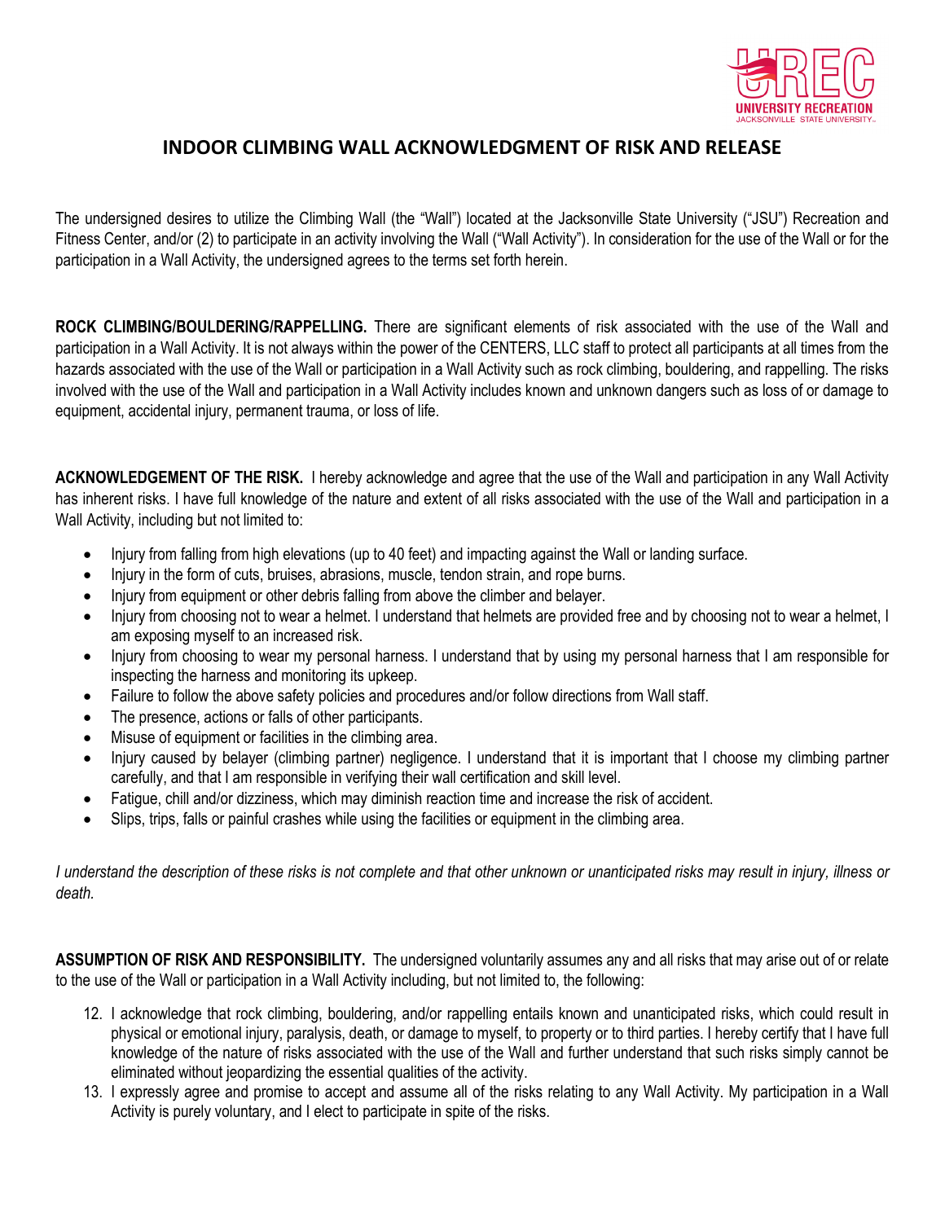# INDOOR CLIMBING WALL ACKNOWLEDGMENT OF RISK AND RELEASE

The undersigned desires to utilize the Climbing Wall (the "Wall") located at the Jacksonville State University ("JSU") Recreation and Fitness Center, and/or (2) to participate in an activity involving the Wall ("Wall Activity"). In consideration for the use of the Wall or for the participation in a Wall Activity, the undersigned agrees to the terms set forth herein.

**ROCK CLIMBING/BOULDERING/RAPPELLING.** There are significant elements of risk associated with the use of the Wall and participation in a Wall Activity. It is not always within the power of the CENTERS, LLC staff to protect all participants at all times from the hazards associated with the use of the Wall or participation in a Wall Activity such as rock climbing, bouldering, and rappelling. The risks involved with the use of the Wall and participation in a Wall Activity includes known and unknown dangers such as loss of or damage to equipment, accidental injury, permanent trauma, or loss of life.

**ACKNOWLEDGEMENT OF THE RISK.** I hereby acknowledge and agree that the use of the Wall and participation in any Wall Activity has inherent risks. I have full knowledge of the nature and extent of all risks associated with the use of the Wall and participation in a Wall Activity, including but not limited to:

- Injury from falling from high elevations (up to 40 feet) and impacting against the Wall or landing surface.
- Injury in the form of cuts, bruises, abrasions, muscle, tendon strain, and rope burns.
- Injury from equipment or other debris falling from above the climber and belayer.
- Injury from choosing not to wear a helmet. I understand that helmets are provided free and by choosing not to wear a helmet, I am exposing myself to an increased risk.
- Injury from choosing to wear my personal harness. I understand that by using my personal harness that I am responsible for inspecting the harness and monitoring its upkeep.
- Failure to follow the above safety policies and procedures and/or follow directions from Wall staff.
- The presence, actions or falls of other participants.
- Misuse of equipment or facilities in the climbing area.
- Injury caused by belayer (climbing partner) negligence. I understand that it is important that I choose my climbing partner carefully, and that I am responsible in verifying their wall certification and skill level.
- Fatigue, chill and/or dizziness, which may diminish reaction time and increase the risk of accident.
- Slips, trips, falls or painful crashes while using the facilities or equipment in the climbing area.

*I understand the description of these risks is not complete and that other unknown or unanticipated risks may result in injury, illness or death.*

**ASSUMPTION OF RISK AND RESPONSIBILITY.** The undersigned voluntarily assumes any and all risks that may arise out of or relate to the use of the Wall or participation in a Wall Activity including, but not limited to, the following:

12. I acknowledge that rock climbing, bouldering, and/or rappelling entails known and unanticipated risks, which could result in physical or emotional injury, paralysis, death, or damage to myself, to property or to third parties. I hereby certify that I have full knowledge of the nature of risks associated with the use of the Wall and further understand that such risks simply cannot be eliminated without jeopardizing the essential qualities of the activity.
13. I expressly agree and promise to accept and assume all of the risks relating to any Wall Activity. My participation in a Wall Activity is purely voluntary, and I elect to participate in spite of the risks.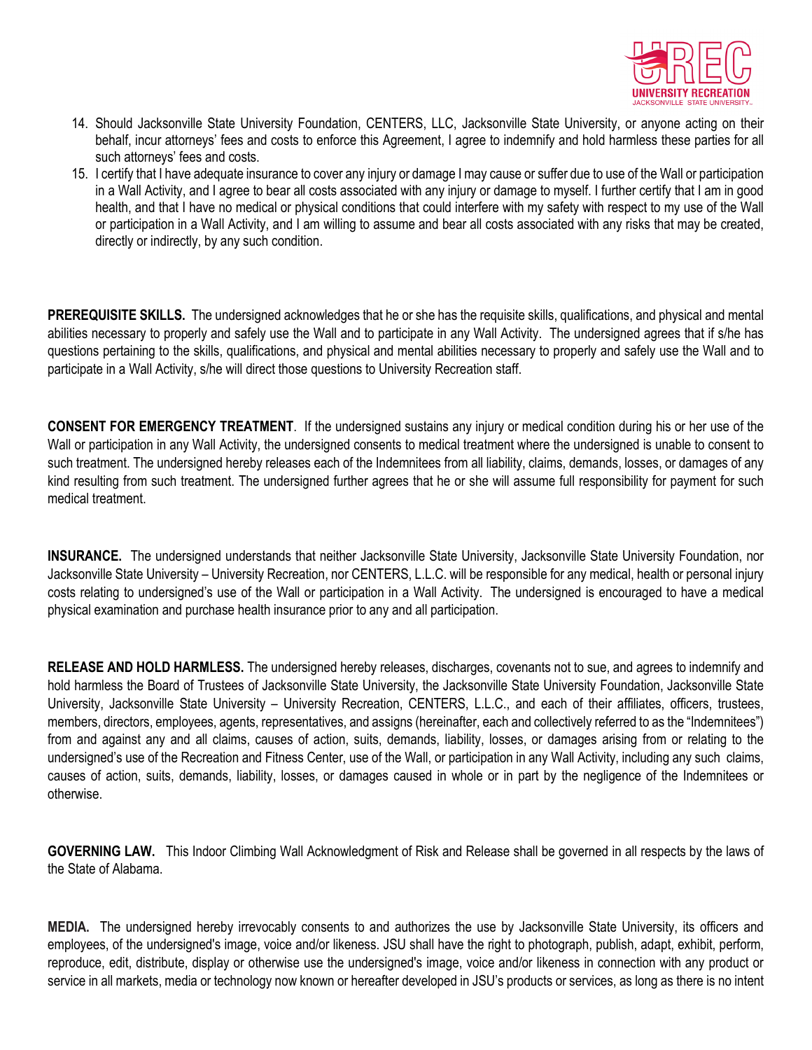14. Should Jacksonville State University Foundation, CENTERS, LLC, Jacksonville State University, or anyone acting on their behalf, incur attorneys' fees and costs to enforce this Agreement, I agree to indemnify and hold harmless these parties for all such attorneys' fees and costs.
15. I certify that I have adequate insurance to cover any injury or damage I may cause or suffer due to use of the Wall or participation in a Wall Activity, and I agree to bear all costs associated with any injury or damage to myself. I further certify that I am in good health, and that I have no medical or physical conditions that could interfere with my safety with respect to my use of the Wall or participation in a Wall Activity, and I am willing to assume and bear all costs associated with any risks that may be created, directly or indirectly, by any such condition.

**PREREQUISITE SKILLS.** The undersigned acknowledges that he or she has the requisite skills, qualifications, and physical and mental abilities necessary to properly and safely use the Wall and to participate in any Wall Activity. The undersigned agrees that if s/he has questions pertaining to the skills, qualifications, and physical and mental abilities necessary to properly and safely use the Wall and to participate in a Wall Activity, s/he will direct those questions to University Recreation staff.

**CONSENT FOR EMERGENCY TREATMENT**. If the undersigned sustains any injury or medical condition during his or her use of the Wall or participation in any Wall Activity, the undersigned consents to medical treatment where the undersigned is unable to consent to such treatment. The undersigned hereby releases each of the Indemnitees from all liability, claims, demands, losses, or damages of any kind resulting from such treatment. The undersigned further agrees that he or she will assume full responsibility for payment for such medical treatment.

**INSURANCE.** The undersigned understands that neither Jacksonville State University, Jacksonville State University Foundation, nor Jacksonville State University – University Recreation, nor CENTERS, L.L.C. will be responsible for any medical, health or personal injury costs relating to undersigned's use of the Wall or participation in a Wall Activity. The undersigned is encouraged to have a medical physical examination and purchase health insurance prior to any and all participation.

**RELEASE AND HOLD HARMLESS.** The undersigned hereby releases, discharges, covenants not to sue, and agrees to indemnify and hold harmless the Board of Trustees of Jacksonville State University, the Jacksonville State University Foundation, Jacksonville State University, Jacksonville State University – University Recreation, CENTERS, L.L.C., and each of their affiliates, officers, trustees, members, directors, employees, agents, representatives, and assigns (hereinafter, each and collectively referred to as the "Indemnitees") from and against any and all claims, causes of action, suits, demands, liability, losses, or damages arising from or relating to the undersigned's use of the Recreation and Fitness Center, use of the Wall, or participation in any Wall Activity, including any such claims, causes of action, suits, demands, liability, losses, or damages caused in whole or in part by the negligence of the Indemnitees or otherwise.

**GOVERNING LAW.** This Indoor Climbing Wall Acknowledgment of Risk and Release shall be governed in all respects by the laws of the State of Alabama.

**MEDIA.** The undersigned hereby irrevocably consents to and authorizes the use by Jacksonville State University, its officers and employees, of the undersigned's image, voice and/or likeness. JSU shall have the right to photograph, publish, adapt, exhibit, perform, reproduce, edit, distribute, display or otherwise use the undersigned's image, voice and/or likeness in connection with any product or service in all markets, media or technology now known or hereafter developed in JSU's products or services, as long as there is no intent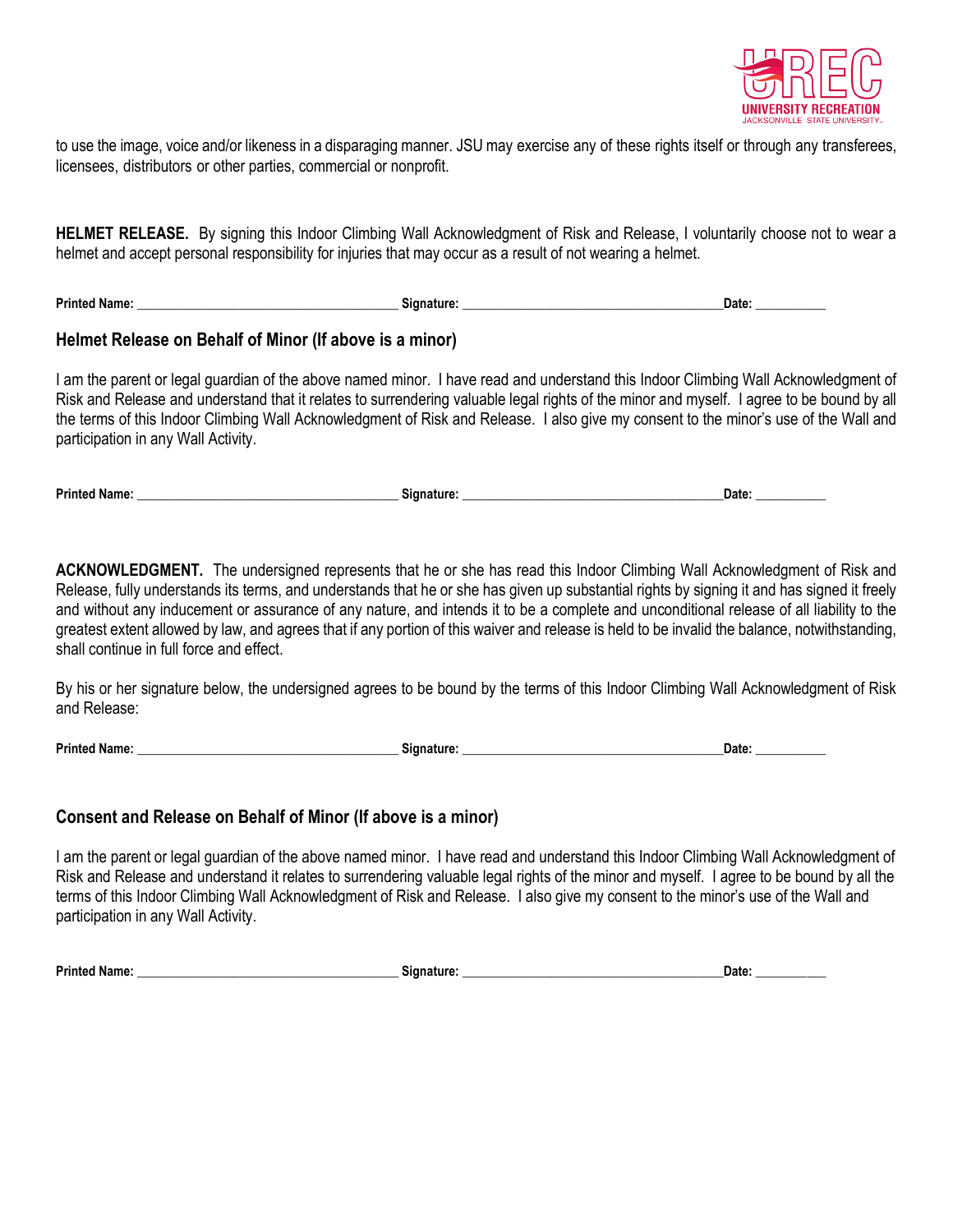to use the image, voice and/or likeness in a disparaging manner. JSU may exercise any of these rights itself or through any transferees, licensees, distributors or other parties, commercial or nonprofit.

**HELMET RELEASE.** By signing this Indoor Climbing Wall Acknowledgment of Risk and Release, I voluntarily choose not to wear a helmet and accept personal responsibility for injuries that may occur as a result of not wearing a helmet.

**Printed Name:** ______________________________________ **Signature:** ______________________________________**Date:** __________

### Helmet Release on Behalf of Minor (If above is a minor)

I am the parent or legal guardian of the above named minor. I have read and understand this Indoor Climbing Wall Acknowledgment of Risk and Release and understand that it relates to surrendering valuable legal rights of the minor and myself. I agree to be bound by all the terms of this Indoor Climbing Wall Acknowledgment of Risk and Release. I also give my consent to the minor's use of the Wall and participation in any Wall Activity.

**Printed Name:** ______________________________________ **Signature:** ______________________________________**Date:** __________

**ACKNOWLEDGMENT.** The undersigned represents that he or she has read this Indoor Climbing Wall Acknowledgment of Risk and Release, fully understands its terms, and understands that he or she has given up substantial rights by signing it and has signed it freely and without any inducement or assurance of any nature, and intends it to be a complete and unconditional release of all liability to the greatest extent allowed by law, and agrees that if any portion of this waiver and release is held to be invalid the balance, notwithstanding, shall continue in full force and effect.

By his or her signature below, the undersigned agrees to be bound by the terms of this Indoor Climbing Wall Acknowledgment of Risk and Release:

**Printed Name:** ______________________________________ **Signature:** ______________________________________**Date:** __________

### Consent and Release on Behalf of Minor (If above is a minor)

I am the parent or legal guardian of the above named minor. I have read and understand this Indoor Climbing Wall Acknowledgment of Risk and Release and understand it relates to surrendering valuable legal rights of the minor and myself. I agree to be bound by all the terms of this Indoor Climbing Wall Acknowledgment of Risk and Release. I also give my consent to the minor's use of the Wall and participation in any Wall Activity.

**Printed Name:** ______________________________________ **Signature:** ______________________________________**Date:** __________